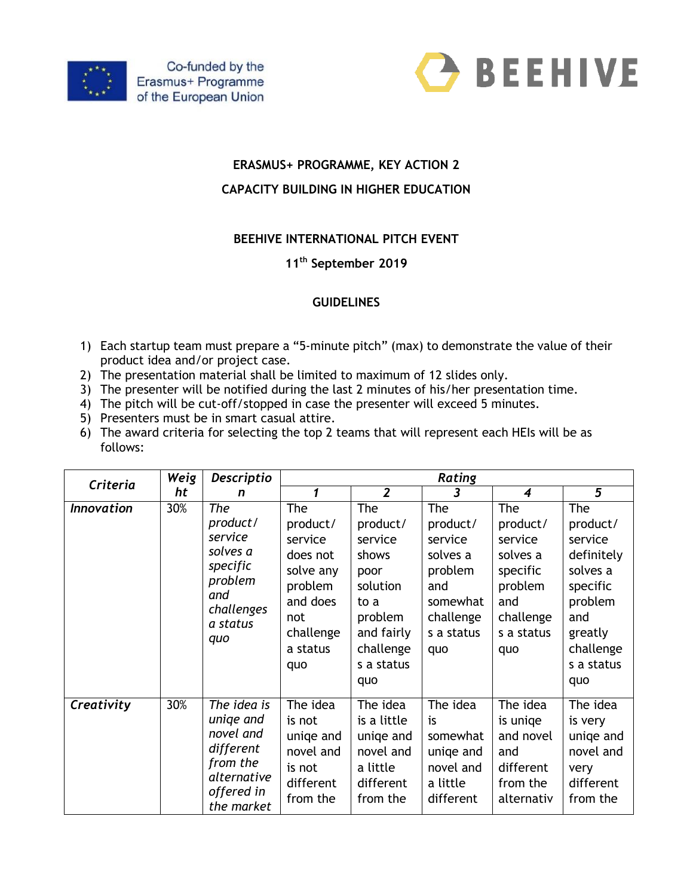Co-funded by the Erasmus+ Programme of the European Union

BEEHIVE

**ERASMUS+ PROGRAMME, KEY ACTION 2**

**CAPACITY BUILDING IN HIGHER EDUCATION**

**BEEHIVE INTERNATIONAL PITCH EVENT**

**11th September 2019**

**GUIDELINES**

1) Each startup team must prepare a "5-minute pitch" (max) to demonstrate the value of their product idea and/or project case.
2) The presentation material shall be limited to maximum of 12 slides only.
3) The presenter will be notified during the last 2 minutes of his/her presentation time.
4) The pitch will be cut-off/stopped in case the presenter will exceed 5 minutes.
5) Presenters must be in smart casual attire.
6) The award criteria for selecting the top 2 teams that will represent each HEIs will be as follows:

| ***Criteria*** | ***Weight*** | ***Description*** | ***Rating*** | | | | |
|---|---|---|---|---|---|---|---|
| | | | ***1*** | ***2*** | ***3*** | ***4*** | ***5*** |
| ***Innovation*** | 30% | *The product/ service solves a specific problem and challenges a status quo* | The product/ service does not solve any problem and does not challenge a status quo | The product/ service shows poor solution to a problem and fairly challenges a status quo | The product/ service solves a problem and somewhat challenges a status quo | The product/ service solves a specific problem and challenges a status quo | The product/ service definitely solves a specific problem and greatly challenges a status quo |
| ***Creativity*** | 30% | *The idea is uniqe and novel and different from the alternative offered in the market* | The idea is not uniqe and novel and is not different from the | The idea is a little uniqe and novel and a little different from the | The idea is somewhat uniqe and novel and a little different | The idea is uniqe and novel and different from the alternativ | The idea is very uniqe and novel and very different from the |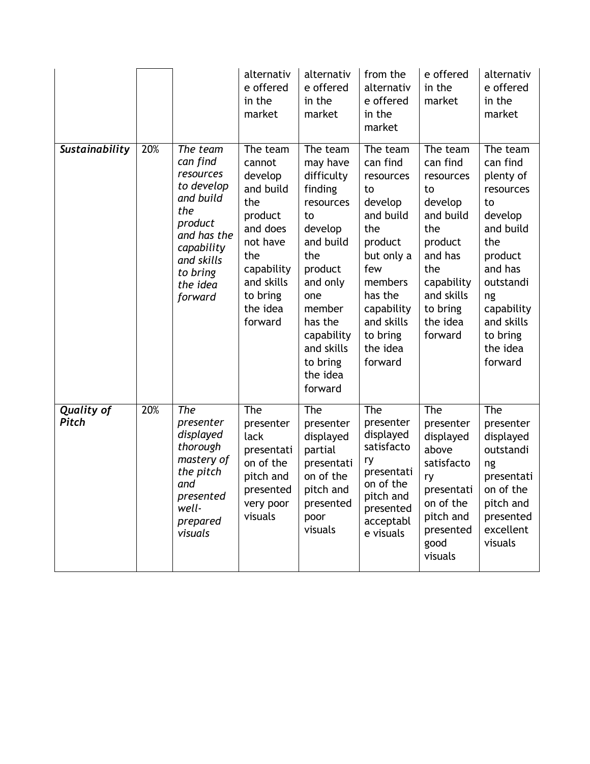| | | | | | | | |
|---|---|---|---|---|---|---|---|
| | | | alternative offered in the market | alternative offered in the market | from the alternative offered in the market | e offered in the market | alternative offered in the market |
| ***Sustainability*** | 20% | *The team can find resources to develop and build the product and has the capability and skills to bring the idea forward* | The team cannot develop and build the product and does not have the capability and skills to bring the idea forward | The team may have difficulty finding resources to develop and build the product and only one member has the capability and skills to bring the idea forward | The team can find resources to develop and build the product but only a few members has the capability and skills to bring the idea forward | The team can find resources to develop and build the product and has the capability and skills to bring the idea forward | The team can find plenty of resources to develop and build the product and has outstanding capability and skills to bring the idea forward |
| ***Quality of Pitch*** | 20% | *The presenter displayed thorough mastery of the pitch and presented well-prepared visuals* | The presenter lack presentation of the pitch and presented very poor visuals | The presenter displayed partial presentation of the pitch and presented poor visuals | The presenter displayed satisfactory presentation of the pitch and presented acceptable visuals | The presenter displayed above satisfactory presentation of the pitch and presented good visuals | The presenter displayed outstanding presentation of the pitch and presented excellent visuals |